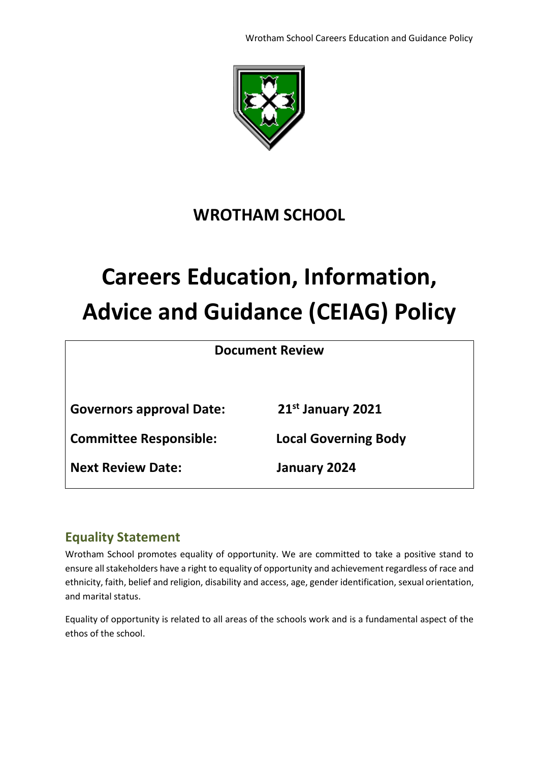# WROTHAM SCHOOL

# Careers Education, Information, Advice and Guidance (CEIAG) Policy

**Document Review**

| | |
|---|---|
| **Governors approval Date:** | **21st January 2021** |
| **Committee Responsible:** | **Local Governing Body** |
| **Next Review Date:** | **January 2024** |

## Equality Statement

Wrotham School promotes equality of opportunity. We are committed to take a positive stand to ensure all stakeholders have a right to equality of opportunity and achievement regardless of race and ethnicity, faith, belief and religion, disability and access, age, gender identification, sexual orientation, and marital status.

Equality of opportunity is related to all areas of the schools work and is a fundamental aspect of the ethos of the school.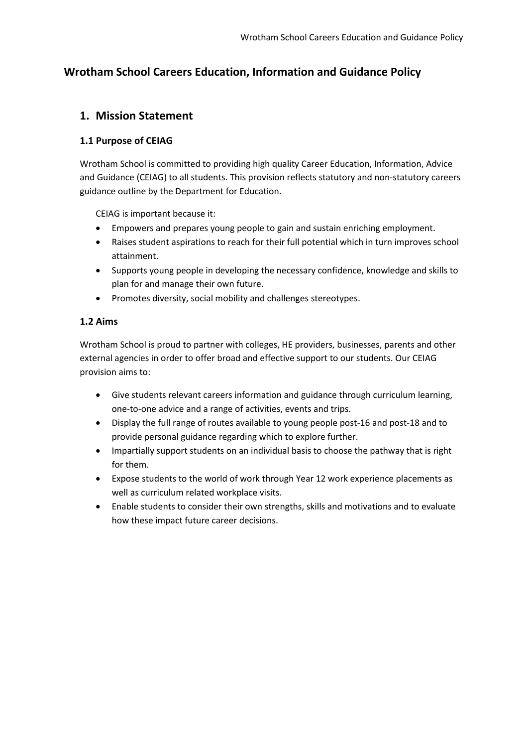# Wrotham School Careers Education, Information and Guidance Policy

## 1. Mission Statement

### 1.1 Purpose of CEIAG

Wrotham School is committed to providing high quality Career Education, Information, Advice and Guidance (CEIAG) to all students. This provision reflects statutory and non-statutory careers guidance outline by the Department for Education.

CEIAG is important because it:

- Empowers and prepares young people to gain and sustain enriching employment.
- Raises student aspirations to reach for their full potential which in turn improves school attainment.
- Supports young people in developing the necessary confidence, knowledge and skills to plan for and manage their own future.
- Promotes diversity, social mobility and challenges stereotypes.

### 1.2 Aims

Wrotham School is proud to partner with colleges, HE providers, businesses, parents and other external agencies in order to offer broad and effective support to our students. Our CEIAG provision aims to:

- Give students relevant careers information and guidance through curriculum learning, one-to-one advice and a range of activities, events and trips.
- Display the full range of routes available to young people post-16 and post-18 and to provide personal guidance regarding which to explore further.
- Impartially support students on an individual basis to choose the pathway that is right for them.
- Expose students to the world of work through Year 12 work experience placements as well as curriculum related workplace visits.
- Enable students to consider their own strengths, skills and motivations and to evaluate how these impact future career decisions.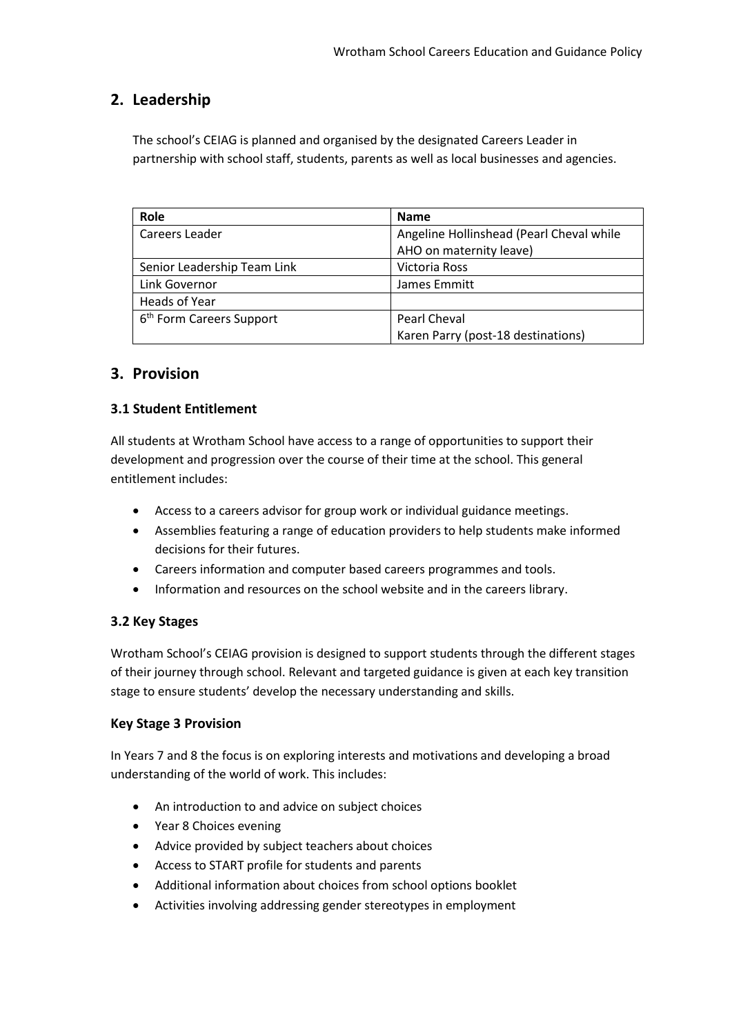## 2. Leadership

The school's CEIAG is planned and organised by the designated Careers Leader in partnership with school staff, students, parents as well as local businesses and agencies.

| Role | Name |
| --- | --- |
| Careers Leader | Angeline Hollinshead (Pearl Cheval while AHO on maternity leave) |
| Senior Leadership Team Link | Victoria Ross |
| Link Governor | James Emmitt |
| Heads of Year | |
| 6th Form Careers Support | Pearl Cheval<br>Karen Parry (post-18 destinations) |

## 3. Provision

### 3.1 Student Entitlement

All students at Wrotham School have access to a range of opportunities to support their development and progression over the course of their time at the school. This general entitlement includes:

- Access to a careers advisor for group work or individual guidance meetings.
- Assemblies featuring a range of education providers to help students make informed decisions for their futures.
- Careers information and computer based careers programmes and tools.
- Information and resources on the school website and in the careers library.

### 3.2 Key Stages

Wrotham School's CEIAG provision is designed to support students through the different stages of their journey through school. Relevant and targeted guidance is given at each key transition stage to ensure students' develop the necessary understanding and skills.

### Key Stage 3 Provision

In Years 7 and 8 the focus is on exploring interests and motivations and developing a broad understanding of the world of work. This includes:

- An introduction to and advice on subject choices
- Year 8 Choices evening
- Advice provided by subject teachers about choices
- Access to START profile for students and parents
- Additional information about choices from school options booklet
- Activities involving addressing gender stereotypes in employment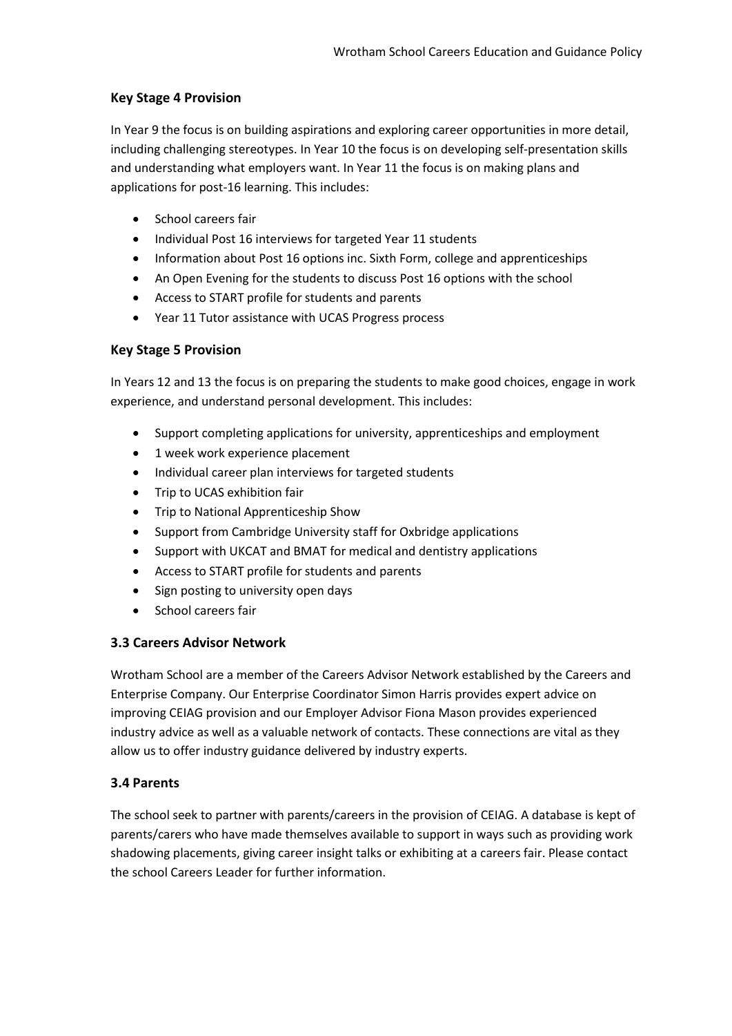### Key Stage 4 Provision

In Year 9 the focus is on building aspirations and exploring career opportunities in more detail, including challenging stereotypes. In Year 10 the focus is on developing self-presentation skills and understanding what employers want. In Year 11 the focus is on making plans and applications for post-16 learning. This includes:

- School careers fair
- Individual Post 16 interviews for targeted Year 11 students
- Information about Post 16 options inc. Sixth Form, college and apprenticeships
- An Open Evening for the students to discuss Post 16 options with the school
- Access to START profile for students and parents
- Year 11 Tutor assistance with UCAS Progress process

### Key Stage 5 Provision

In Years 12 and 13 the focus is on preparing the students to make good choices, engage in work experience, and understand personal development. This includes:

- Support completing applications for university, apprenticeships and employment
- 1 week work experience placement
- Individual career plan interviews for targeted students
- Trip to UCAS exhibition fair
- Trip to National Apprenticeship Show
- Support from Cambridge University staff for Oxbridge applications
- Support with UKCAT and BMAT for medical and dentistry applications
- Access to START profile for students and parents
- Sign posting to university open days
- School careers fair

### 3.3 Careers Advisor Network

Wrotham School are a member of the Careers Advisor Network established by the Careers and Enterprise Company. Our Enterprise Coordinator Simon Harris provides expert advice on improving CEIAG provision and our Employer Advisor Fiona Mason provides experienced industry advice as well as a valuable network of contacts. These connections are vital as they allow us to offer industry guidance delivered by industry experts.

### 3.4 Parents

The school seek to partner with parents/careers in the provision of CEIAG. A database is kept of parents/carers who have made themselves available to support in ways such as providing work shadowing placements, giving career insight talks or exhibiting at a careers fair. Please contact the school Careers Leader for further information.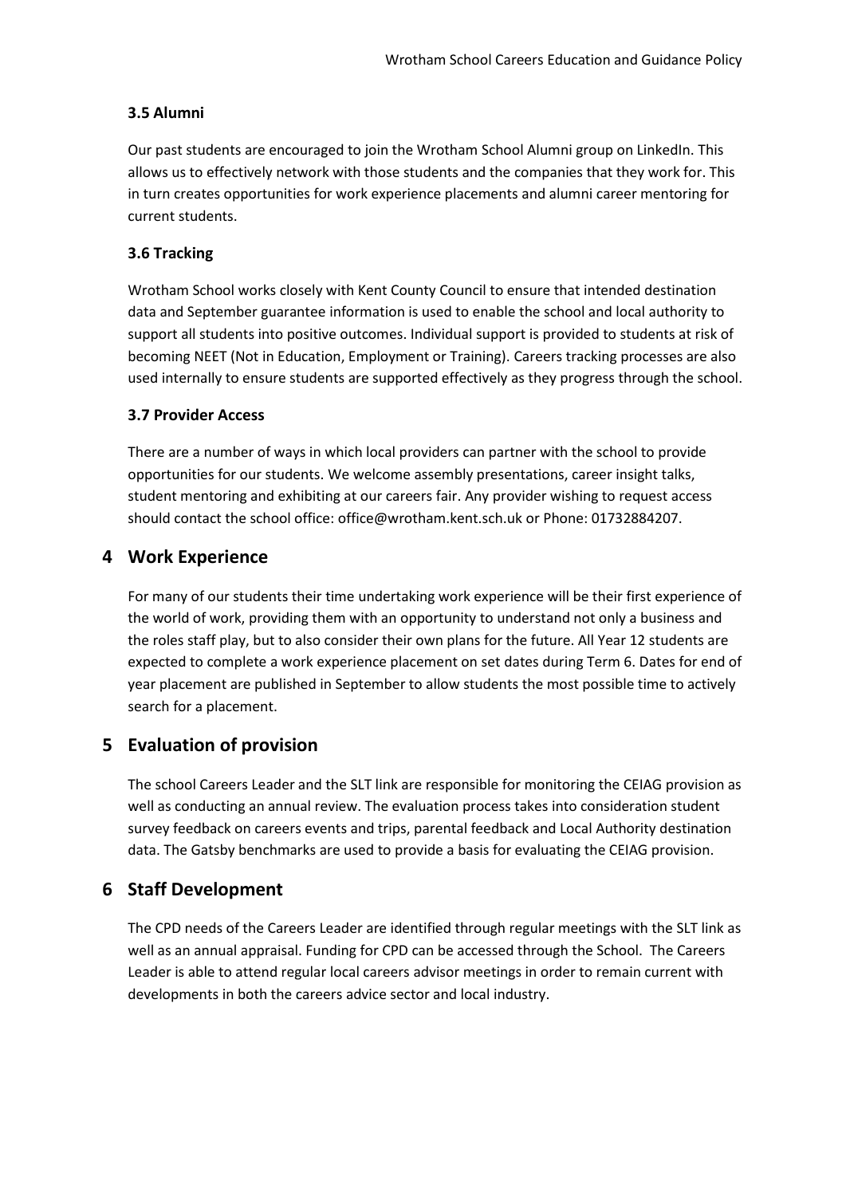### 3.5 Alumni

Our past students are encouraged to join the Wrotham School Alumni group on LinkedIn. This allows us to effectively network with those students and the companies that they work for. This in turn creates opportunities for work experience placements and alumni career mentoring for current students.

### 3.6 Tracking

Wrotham School works closely with Kent County Council to ensure that intended destination data and September guarantee information is used to enable the school and local authority to support all students into positive outcomes. Individual support is provided to students at risk of becoming NEET (Not in Education, Employment or Training). Careers tracking processes are also used internally to ensure students are supported effectively as they progress through the school.

### 3.7 Provider Access

There are a number of ways in which local providers can partner with the school to provide opportunities for our students. We welcome assembly presentations, career insight talks, student mentoring and exhibiting at our careers fair. Any provider wishing to request access should contact the school office: office@wrotham.kent.sch.uk or Phone: 01732884207.

## 4 Work Experience

For many of our students their time undertaking work experience will be their first experience of the world of work, providing them with an opportunity to understand not only a business and the roles staff play, but to also consider their own plans for the future. All Year 12 students are expected to complete a work experience placement on set dates during Term 6. Dates for end of year placement are published in September to allow students the most possible time to actively search for a placement.

## 5 Evaluation of provision

The school Careers Leader and the SLT link are responsible for monitoring the CEIAG provision as well as conducting an annual review. The evaluation process takes into consideration student survey feedback on careers events and trips, parental feedback and Local Authority destination data. The Gatsby benchmarks are used to provide a basis for evaluating the CEIAG provision.

## 6 Staff Development

The CPD needs of the Careers Leader are identified through regular meetings with the SLT link as well as an annual appraisal. Funding for CPD can be accessed through the School. The Careers Leader is able to attend regular local careers advisor meetings in order to remain current with developments in both the careers advice sector and local industry.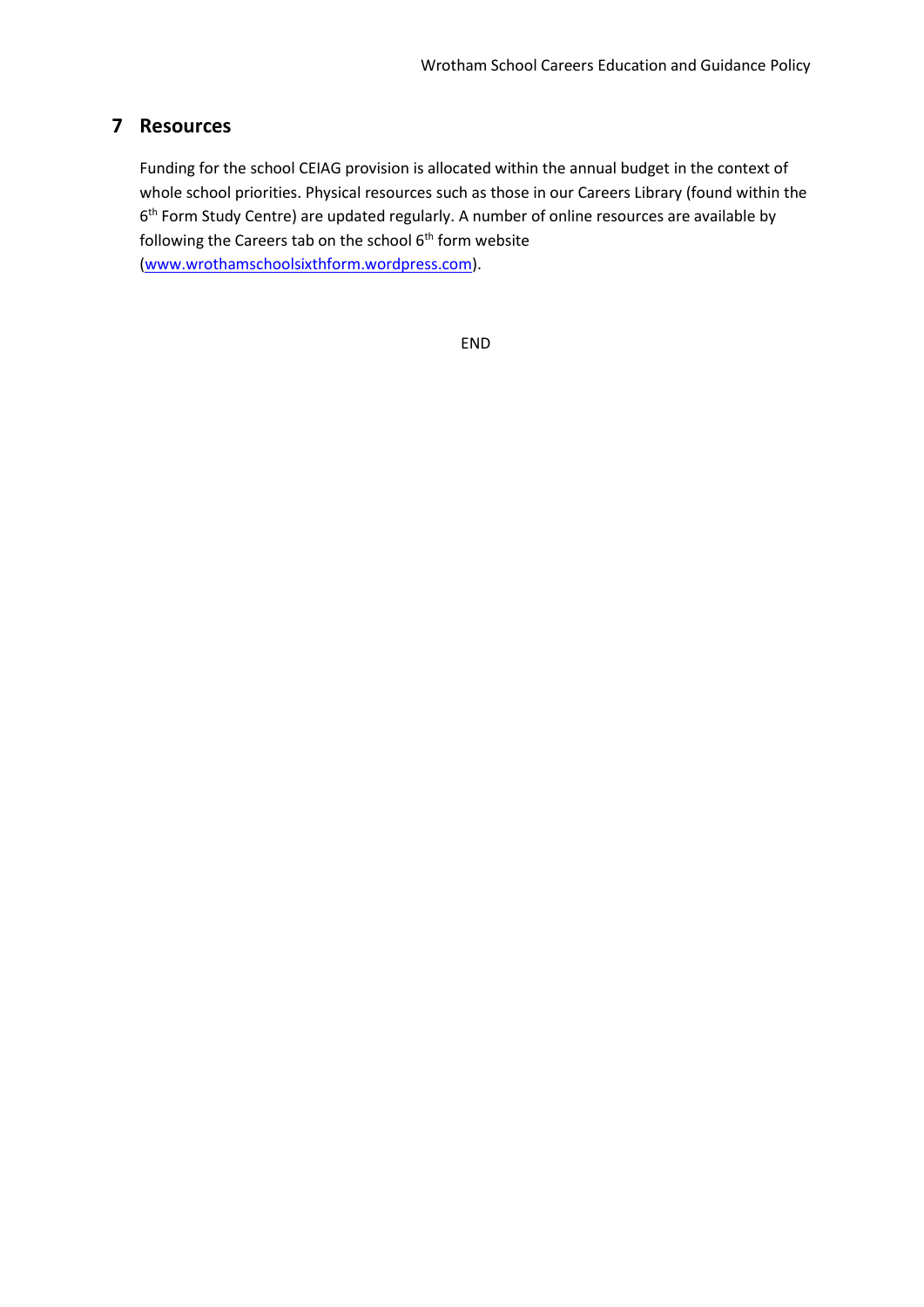## 7 Resources

Funding for the school CEIAG provision is allocated within the annual budget in the context of whole school priorities. Physical resources such as those in our Careers Library (found within the 6th Form Study Centre) are updated regularly. A number of online resources are available by following the Careers tab on the school 6th form website (www.wrothamschoolsixthform.wordpress.com).

END